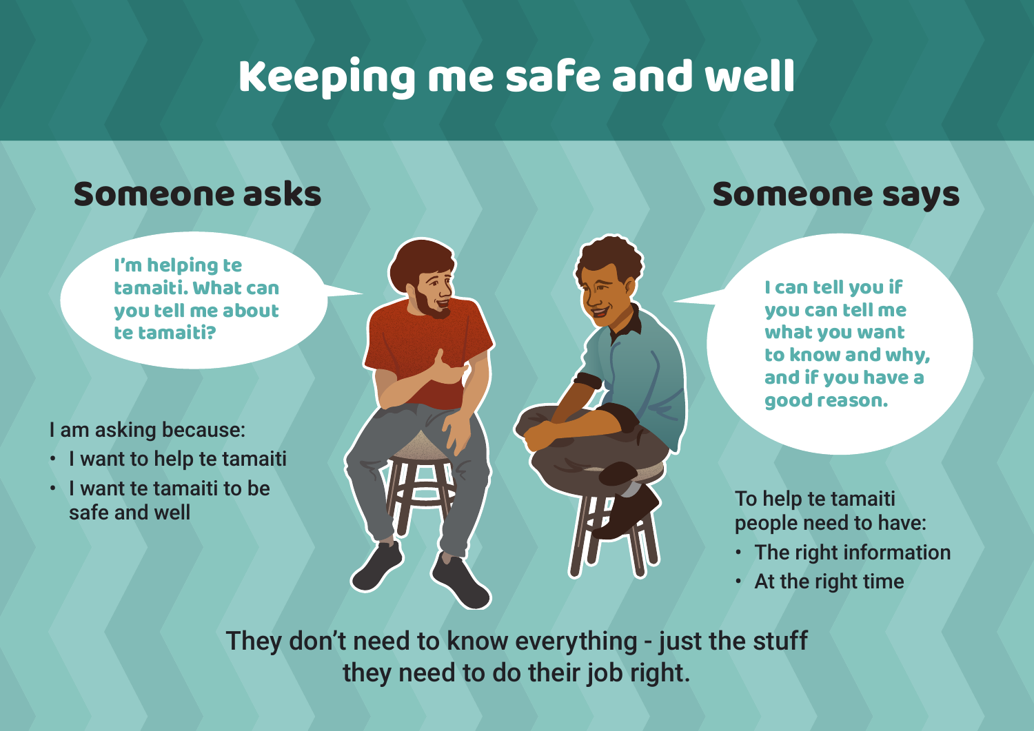# Keeping me safe and well

## Someone asks

I'm helping te tamaiti. What can you tell me about te tamaiti?

I am asking because:

- I want to help te tamaiti
- I want te tamaiti to be safe and well

## Someone says

I can tell you if you can tell me what you want to know and why, and if you have a good reason.

To help te tamaiti people need to have:

- The right information
- At the right time

They don't need to know everything - just the stuff they need to do their job right.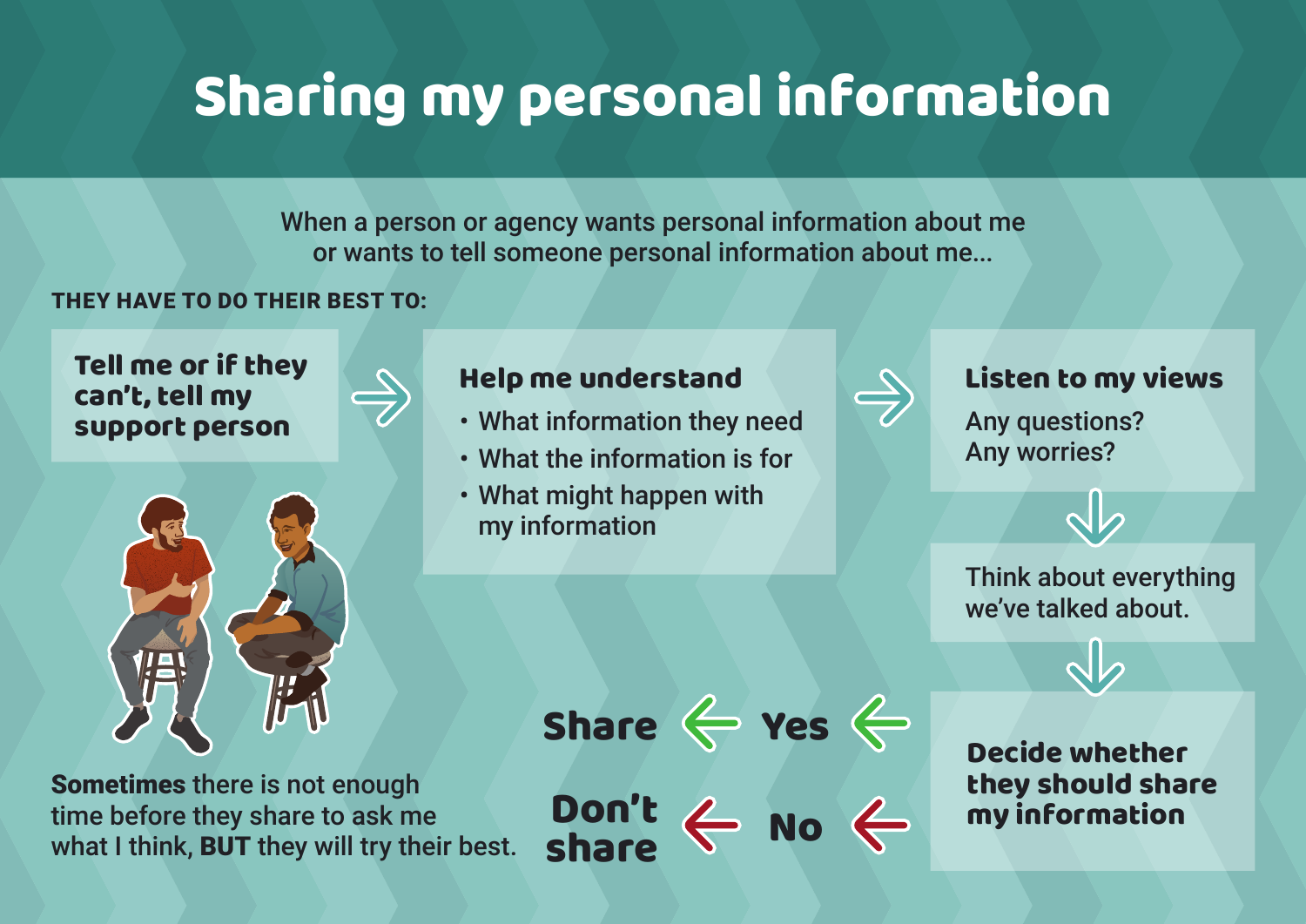# Sharing my personal information

When a person or agency wants personal information about me or wants to tell someone personal information about me...

THEY HAVE TO DO THEIR BEST TO:

**Tell me or if they can't, tell my support person**

→

**Help me understand**

- What information they need
- What the information is for
- What might happen with my information

→

**Listen to my views**

Any questions?
Any worries?

↓

Think about everything we've talked about.

↓

**Decide whether they should share my information**

**Yes** → **Share**

**No** → **Don't share**

**Sometimes** there is not enough time before they share to ask me what I think, **BUT** they will try their best.